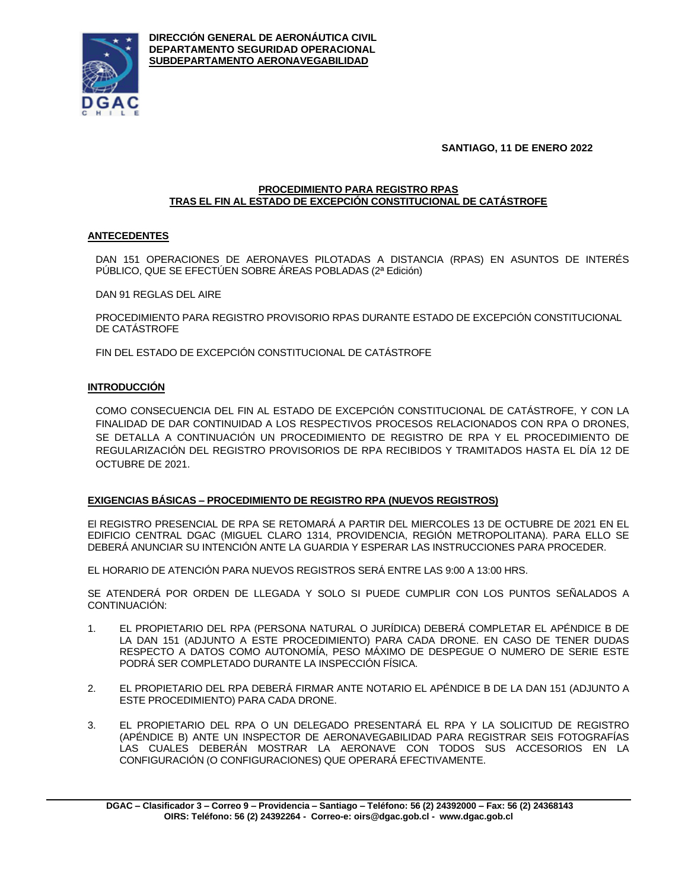**DIRECCIÓN GENERAL DE AERONÁUTICA CIVIL**
**DEPARTAMENTO SEGURIDAD OPERACIONAL**
**SUBDEPARTAMENTO AERONAVEGABILIDAD**

**SANTIAGO, 11 DE ENERO 2022**

# PROCEDIMIENTO PARA REGISTRO RPAS TRAS EL FIN AL ESTADO DE EXCEPCIÓN CONSTITUCIONAL DE CATÁSTROFE

## ANTECEDENTES

DAN 151 OPERACIONES DE AERONAVES PILOTADAS A DISTANCIA (RPAS) EN ASUNTOS DE INTERÉS PÚBLICO, QUE SE EFECTÚEN SOBRE ÁREAS POBLADAS (2ª Edición)

DAN 91 REGLAS DEL AIRE

PROCEDIMIENTO PARA REGISTRO PROVISORIO RPAS DURANTE ESTADO DE EXCEPCIÓN CONSTITUCIONAL DE CATÁSTROFE

FIN DEL ESTADO DE EXCEPCIÓN CONSTITUCIONAL DE CATÁSTROFE

## INTRODUCCIÓN

COMO CONSECUENCIA DEL FIN AL ESTADO DE EXCEPCIÓN CONSTITUCIONAL DE CATÁSTROFE, Y CON LA FINALIDAD DE DAR CONTINUIDAD A LOS RESPECTIVOS PROCESOS RELACIONADOS CON RPA O DRONES, SE DETALLA A CONTINUACIÓN UN PROCEDIMIENTO DE REGISTRO DE RPA Y EL PROCEDIMIENTO DE REGULARIZACIÓN DEL REGISTRO PROVISORIOS DE RPA RECIBIDOS Y TRAMITADOS HASTA EL DÍA 12 DE OCTUBRE DE 2021.

## EXIGENCIAS BÁSICAS – PROCEDIMIENTO DE REGISTRO RPA (NUEVOS REGISTROS)

El REGISTRO PRESENCIAL DE RPA SE RETOMARÁ A PARTIR DEL MIERCOLES 13 DE OCTUBRE DE 2021 EN EL EDIFICIO CENTRAL DGAC (MIGUEL CLARO 1314, PROVIDENCIA, REGIÓN METROPOLITANA). PARA ELLO SE DEBERÁ ANUNCIAR SU INTENCIÓN ANTE LA GUARDIA Y ESPERAR LAS INSTRUCCIONES PARA PROCEDER.

EL HORARIO DE ATENCIÓN PARA NUEVOS REGISTROS SERÁ ENTRE LAS 9:00 A 13:00 HRS.

SE ATENDERÁ POR ORDEN DE LLEGADA Y SOLO SI PUEDE CUMPLIR CON LOS PUNTOS SEÑALADOS A CONTINUACIÓN:

1. EL PROPIETARIO DEL RPA (PERSONA NATURAL O JURÍDICA) DEBERÁ COMPLETAR EL APÉNDICE B DE LA DAN 151 (ADJUNTO A ESTE PROCEDIMIENTO) PARA CADA DRONE. EN CASO DE TENER DUDAS RESPECTO A DATOS COMO AUTONOMÍA, PESO MÁXIMO DE DESPEGUE O NUMERO DE SERIE ESTE PODRÁ SER COMPLETADO DURANTE LA INSPECCIÓN FÍSICA.

2. EL PROPIETARIO DEL RPA DEBERÁ FIRMAR ANTE NOTARIO EL APÉNDICE B DE LA DAN 151 (ADJUNTO A ESTE PROCEDIMIENTO) PARA CADA DRONE.

3. EL PROPIETARIO DEL RPA O UN DELEGADO PRESENTARÁ EL RPA Y LA SOLICITUD DE REGISTRO (APÉNDICE B) ANTE UN INSPECTOR DE AERONAVEGABILIDAD PARA REGISTRAR SEIS FOTOGRAFÍAS LAS CUALES DEBERÁN MOSTRAR LA AERONAVE CON TODOS SUS ACCESORIOS EN LA CONFIGURACIÓN (O CONFIGURACIONES) QUE OPERARÁ EFECTIVAMENTE.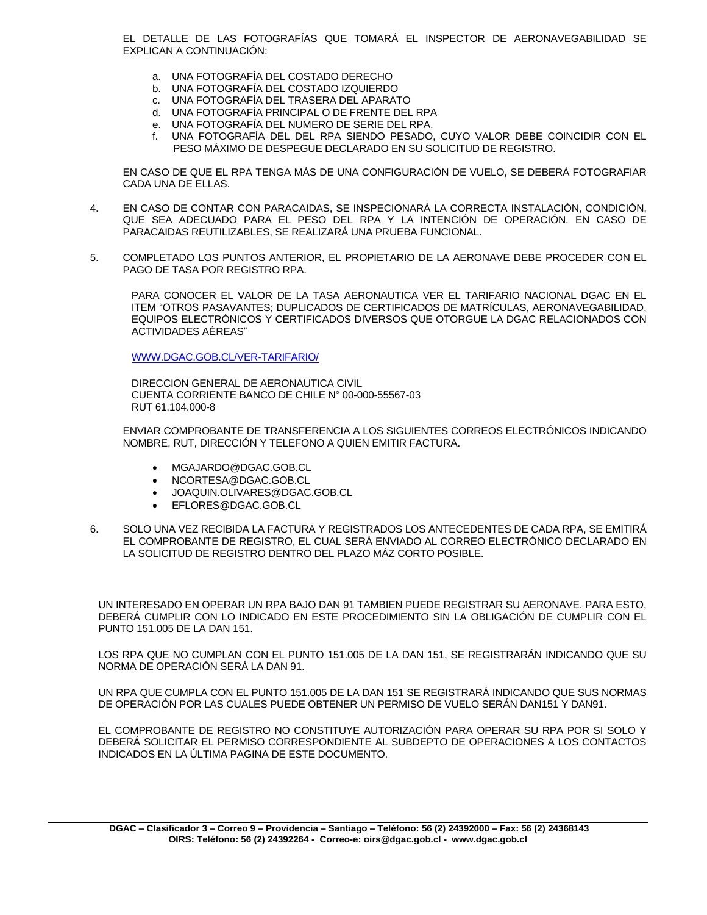EL DETALLE DE LAS FOTOGRAFÍAS QUE TOMARÁ EL INSPECTOR DE AERONAVEGABILIDAD SE EXPLICAN A CONTINUACIÓN:

a. UNA FOTOGRAFÍA DEL COSTADO DERECHO
b. UNA FOTOGRAFÍA DEL COSTADO IZQUIERDO
c. UNA FOTOGRAFÍA DEL TRASERA DEL APARATO
d. UNA FOTOGRAFÍA PRINCIPAL O DE FRENTE DEL RPA
e. UNA FOTOGRAFÍA DEL NUMERO DE SERIE DEL RPA.
f. UNA FOTOGRAFÍA DEL DEL RPA SIENDO PESADO, CUYO VALOR DEBE COINCIDIR CON EL PESO MÁXIMO DE DESPEGUE DECLARADO EN SU SOLICITUD DE REGISTRO.

EN CASO DE QUE EL RPA TENGA MÁS DE UNA CONFIGURACIÓN DE VUELO, SE DEBERÁ FOTOGRAFIAR CADA UNA DE ELLAS.

4. EN CASO DE CONTAR CON PARACAIDAS, SE INSPECIONARÁ LA CORRECTA INSTALACIÓN, CONDICIÓN, QUE SEA ADECUADO PARA EL PESO DEL RPA Y LA INTENCIÓN DE OPERACIÓN. EN CASO DE PARACAIDAS REUTILIZABLES, SE REALIZARÁ UNA PRUEBA FUNCIONAL.

5. COMPLETADO LOS PUNTOS ANTERIOR, EL PROPIETARIO DE LA AERONAVE DEBE PROCEDER CON EL PAGO DE TASA POR REGISTRO RPA.

   PARA CONOCER EL VALOR DE LA TASA AERONAUTICA VER EL TARIFARIO NACIONAL DGAC EN EL ITEM "OTROS PASAVANTES; DUPLICADOS DE CERTIFICADOS DE MATRÍCULAS, AERONAVEGABILIDAD, EQUIPOS ELECTRÓNICOS Y CERTIFICADOS DIVERSOS QUE OTORGUE LA DGAC RELACIONADOS CON ACTIVIDADES AÉREAS"

   [WWW.DGAC.GOB.CL/VER-TARIFARIO/](WWW.DGAC.GOB.CL/VER-TARIFARIO/)

   DIRECCION GENERAL DE AERONAUTICA CIVIL
   CUENTA CORRIENTE BANCO DE CHILE N° 00-000-55567-03
   RUT 61.104.000-8

   ENVIAR COMPROBANTE DE TRANSFERENCIA A LOS SIGUIENTES CORREOS ELECTRÓNICOS INDICANDO NOMBRE, RUT, DIRECCIÓN Y TELEFONO A QUIEN EMITIR FACTURA.

   - MGAJARDO@DGAC.GOB.CL
   - NCORTESA@DGAC.GOB.CL
   - JOAQUIN.OLIVARES@DGAC.GOB.CL
   - EFLORES@DGAC.GOB.CL

6. SOLO UNA VEZ RECIBIDA LA FACTURA Y REGISTRADOS LOS ANTECEDENTES DE CADA RPA, SE EMITIRÁ EL COMPROBANTE DE REGISTRO, EL CUAL SERÁ ENVIADO AL CORREO ELECTRÓNICO DECLARADO EN LA SOLICITUD DE REGISTRO DENTRO DEL PLAZO MÁZ CORTO POSIBLE.

UN INTERESADO EN OPERAR UN RPA BAJO DAN 91 TAMBIEN PUEDE REGISTRAR SU AERONAVE. PARA ESTO, DEBERÁ CUMPLIR CON LO INDICADO EN ESTE PROCEDIMIENTO SIN LA OBLIGACIÓN DE CUMPLIR CON EL PUNTO 151.005 DE LA DAN 151.

LOS RPA QUE NO CUMPLAN CON EL PUNTO 151.005 DE LA DAN 151, SE REGISTRARÁN INDICANDO QUE SU NORMA DE OPERACIÓN SERÁ LA DAN 91.

UN RPA QUE CUMPLA CON EL PUNTO 151.005 DE LA DAN 151 SE REGISTRARÁ INDICANDO QUE SUS NORMAS DE OPERACIÓN POR LAS CUALES PUEDE OBTENER UN PERMISO DE VUELO SERÁN DAN151 Y DAN91.

EL COMPROBANTE DE REGISTRO NO CONSTITUYE AUTORIZACIÓN PARA OPERAR SU RPA POR SI SOLO Y DEBERÁ SOLICITAR EL PERMISO CORRESPONDIENTE AL SUBDEPTO DE OPERACIONES A LOS CONTACTOS INDICADOS EN LA ÚLTIMA PAGINA DE ESTE DOCUMENTO.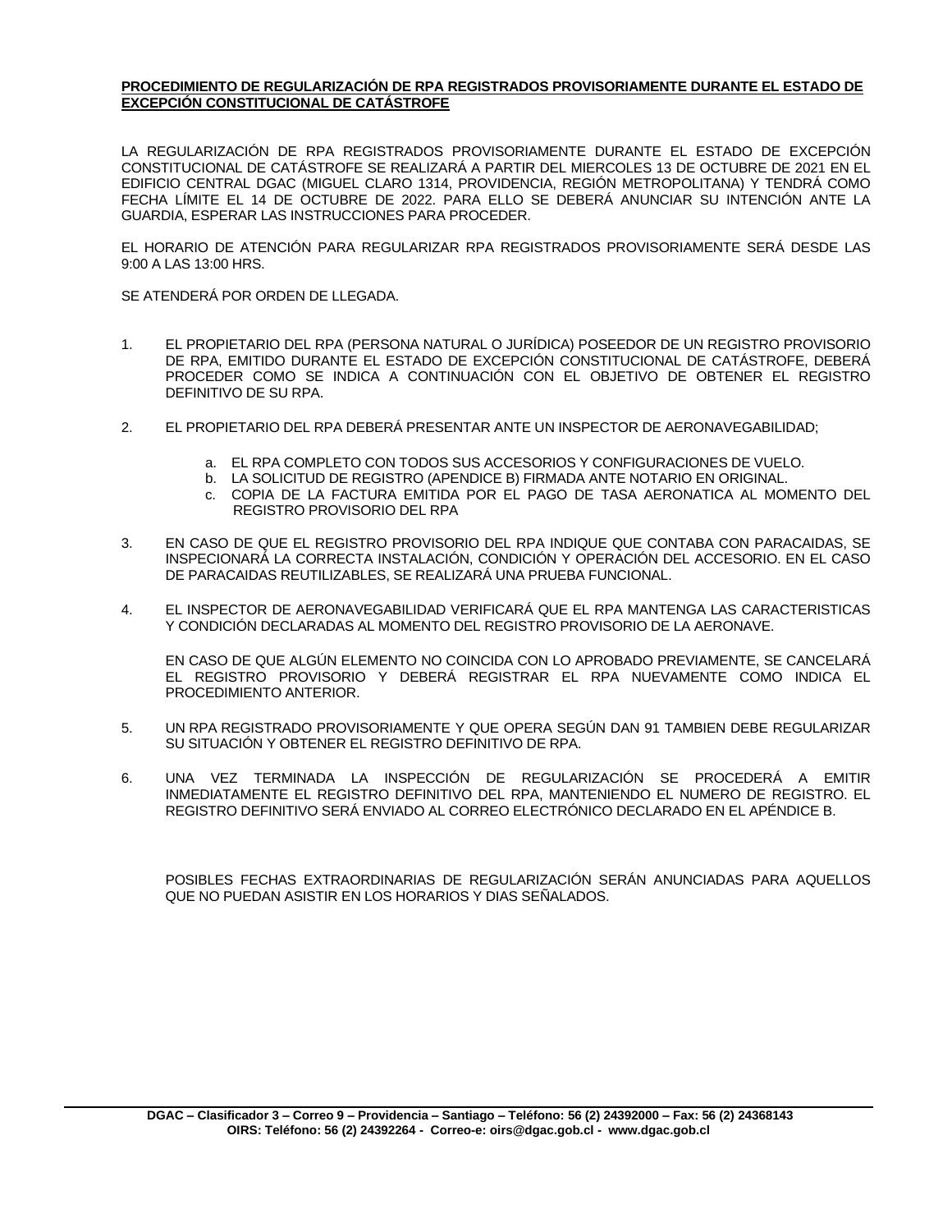**PROCEDIMIENTO DE REGULARIZACIÓN DE RPA REGISTRADOS PROVISORIAMENTE DURANTE EL ESTADO DE EXCEPCIÓN CONSTITUCIONAL DE CATÁSTROFE**

LA REGULARIZACIÓN DE RPA REGISTRADOS PROVISORIAMENTE DURANTE EL ESTADO DE EXCEPCIÓN CONSTITUCIONAL DE CATÁSTROFE SE REALIZARÁ A PARTIR DEL MIERCOLES 13 DE OCTUBRE DE 2021 EN EL EDIFICIO CENTRAL DGAC (MIGUEL CLARO 1314, PROVIDENCIA, REGIÓN METROPOLITANA) Y TENDRÁ COMO FECHA LÍMITE EL 14 DE OCTUBRE DE 2022. PARA ELLO SE DEBERÁ ANUNCIAR SU INTENCIÓN ANTE LA GUARDIA, ESPERAR LAS INSTRUCCIONES PARA PROCEDER.

EL HORARIO DE ATENCIÓN PARA REGULARIZAR RPA REGISTRADOS PROVISORIAMENTE SERÁ DESDE LAS 9:00 A LAS 13:00 HRS.

SE ATENDERÁ POR ORDEN DE LLEGADA.

1. EL PROPIETARIO DEL RPA (PERSONA NATURAL O JURÍDICA) POSEEDOR DE UN REGISTRO PROVISORIO DE RPA, EMITIDO DURANTE EL ESTADO DE EXCEPCIÓN CONSTITUCIONAL DE CATÁSTROFE, DEBERÁ PROCEDER COMO SE INDICA A CONTINUACIÓN CON EL OBJETIVO DE OBTENER EL REGISTRO DEFINITIVO DE SU RPA.

2. EL PROPIETARIO DEL RPA DEBERÁ PRESENTAR ANTE UN INSPECTOR DE AERONAVEGABILIDAD;

   a. EL RPA COMPLETO CON TODOS SUS ACCESORIOS Y CONFIGURACIONES DE VUELO.
   b. LA SOLICITUD DE REGISTRO (APENDICE B) FIRMADA ANTE NOTARIO EN ORIGINAL.
   c. COPIA DE LA FACTURA EMITIDA POR EL PAGO DE TASA AERONATICA AL MOMENTO DEL REGISTRO PROVISORIO DEL RPA

3. EN CASO DE QUE EL REGISTRO PROVISORIO DEL RPA INDIQUE QUE CONTABA CON PARACAIDAS, SE INSPECIONARÁ LA CORRECTA INSTALACIÓN, CONDICIÓN Y OPERACIÓN DEL ACCESORIO. EN EL CASO DE PARACAIDAS REUTILIZABLES, SE REALIZARÁ UNA PRUEBA FUNCIONAL.

4. EL INSPECTOR DE AERONAVEGABILIDAD VERIFICARÁ QUE EL RPA MANTENGA LAS CARACTERISTICAS Y CONDICIÓN DECLARADAS AL MOMENTO DEL REGISTRO PROVISORIO DE LA AERONAVE.

   EN CASO DE QUE ALGÚN ELEMENTO NO COINCIDA CON LO APROBADO PREVIAMENTE, SE CANCELARÁ EL REGISTRO PROVISORIO Y DEBERÁ REGISTRAR EL RPA NUEVAMENTE COMO INDICA EL PROCEDIMIENTO ANTERIOR.

5. UN RPA REGISTRADO PROVISORIAMENTE Y QUE OPERA SEGÚN DAN 91 TAMBIEN DEBE REGULARIZAR SU SITUACIÓN Y OBTENER EL REGISTRO DEFINITIVO DE RPA.

6. UNA VEZ TERMINADA LA INSPECCIÓN DE REGULARIZACIÓN SE PROCEDERÁ A EMITIR INMEDIATAMENTE EL REGISTRO DEFINITIVO DEL RPA, MANTENIENDO EL NUMERO DE REGISTRO. EL REGISTRO DEFINITIVO SERÁ ENVIADO AL CORREO ELECTRÓNICO DECLARADO EN EL APÉNDICE B.

POSIBLES FECHAS EXTRAORDINARIAS DE REGULARIZACIÓN SERÁN ANUNCIADAS PARA AQUELLOS QUE NO PUEDAN ASISTIR EN LOS HORARIOS Y DIAS SEÑALADOS.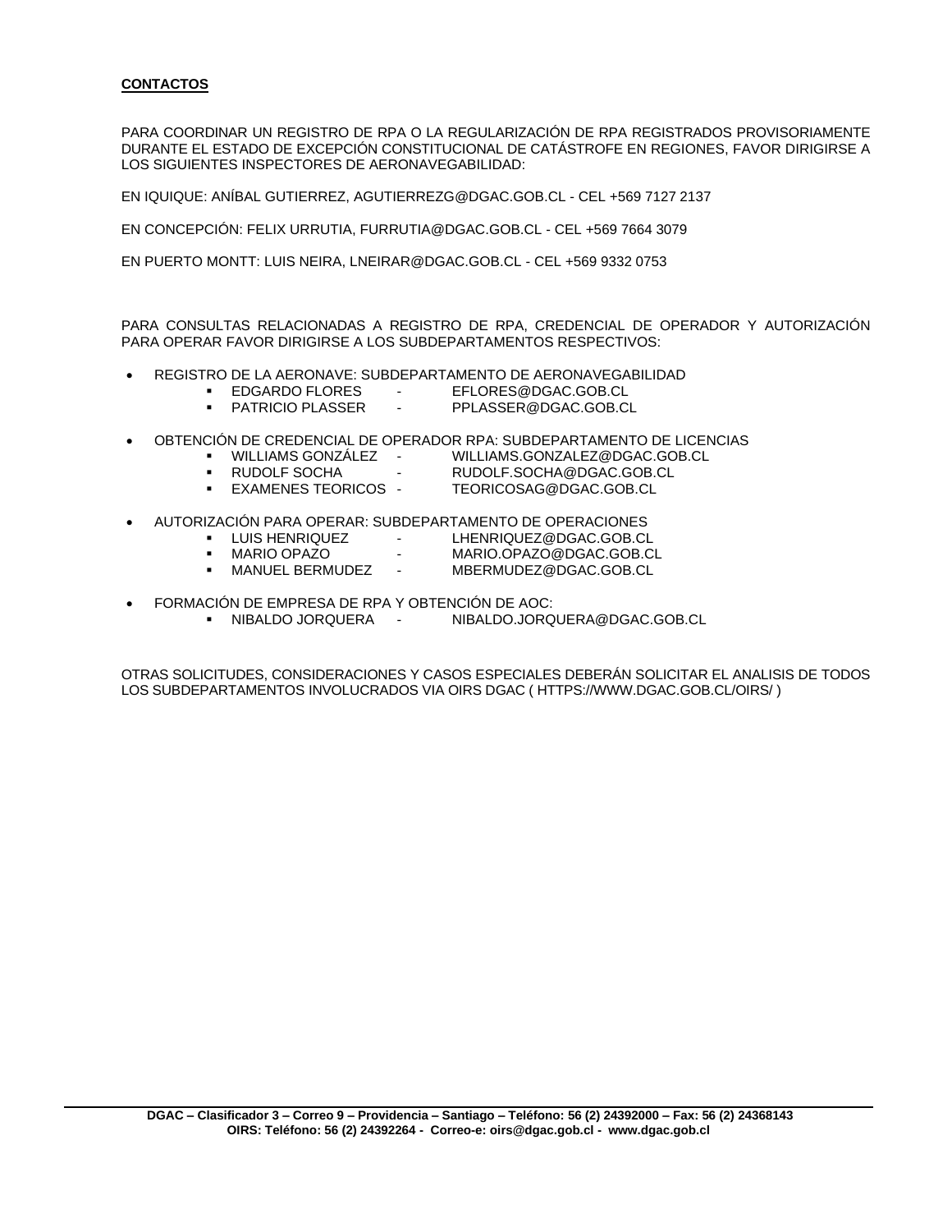**CONTACTOS**

PARA COORDINAR UN REGISTRO DE RPA O LA REGULARIZACIÓN DE RPA REGISTRADOS PROVISORIAMENTE DURANTE EL ESTADO DE EXCEPCIÓN CONSTITUCIONAL DE CATÁSTROFE EN REGIONES, FAVOR DIRIGIRSE A LOS SIGUIENTES INSPECTORES DE AERONAVEGABILIDAD:

EN IQUIQUE: ANÍBAL GUTIERREZ, AGUTIERREZG@DGAC.GOB.CL - CEL +569 7127 2137

EN CONCEPCIÓN: FELIX URRUTIA, FURRUTIA@DGAC.GOB.CL - CEL +569 7664 3079

EN PUERTO MONTT: LUIS NEIRA, LNEIRAR@DGAC.GOB.CL - CEL +569 9332 0753

PARA CONSULTAS RELACIONADAS A REGISTRO DE RPA, CREDENCIAL DE OPERADOR Y AUTORIZACIÓN PARA OPERAR FAVOR DIRIGIRSE A LOS SUBDEPARTAMENTOS RESPECTIVOS:

- REGISTRO DE LA AERONAVE: SUBDEPARTAMENTO DE AERONAVEGABILIDAD
    - EDGARDO FLORES - EFLORES@DGAC.GOB.CL
    - PATRICIO PLASSER - PPLASSER@DGAC.GOB.CL
- OBTENCIÓN DE CREDENCIAL DE OPERADOR RPA: SUBDEPARTAMENTO DE LICENCIAS
    - WILLIAMS GONZÁLEZ - WILLIAMS.GONZALEZ@DGAC.GOB.CL
    - RUDOLF SOCHA - RUDOLF.SOCHA@DGAC.GOB.CL
    - EXAMENES TEORICOS - TEORICOSAG@DGAC.GOB.CL
- AUTORIZACIÓN PARA OPERAR: SUBDEPARTAMENTO DE OPERACIONES
    - LUIS HENRIQUEZ - LHENRIQUEZ@DGAC.GOB.CL
    - MARIO OPAZO - MARIO.OPAZO@DGAC.GOB.CL
    - MANUEL BERMUDEZ - MBERMUDEZ@DGAC.GOB.CL
- FORMACIÓN DE EMPRESA DE RPA Y OBTENCIÓN DE AOC:
    - NIBALDO JORQUERA - NIBALDO.JORQUERA@DGAC.GOB.CL

OTRAS SOLICITUDES, CONSIDERACIONES Y CASOS ESPECIALES DEBERÁN SOLICITAR EL ANALISIS DE TODOS LOS SUBDEPARTAMENTOS INVOLUCRADOS VIA OIRS DGAC ( HTTPS://WWW.DGAC.GOB.CL/OIRS/ )